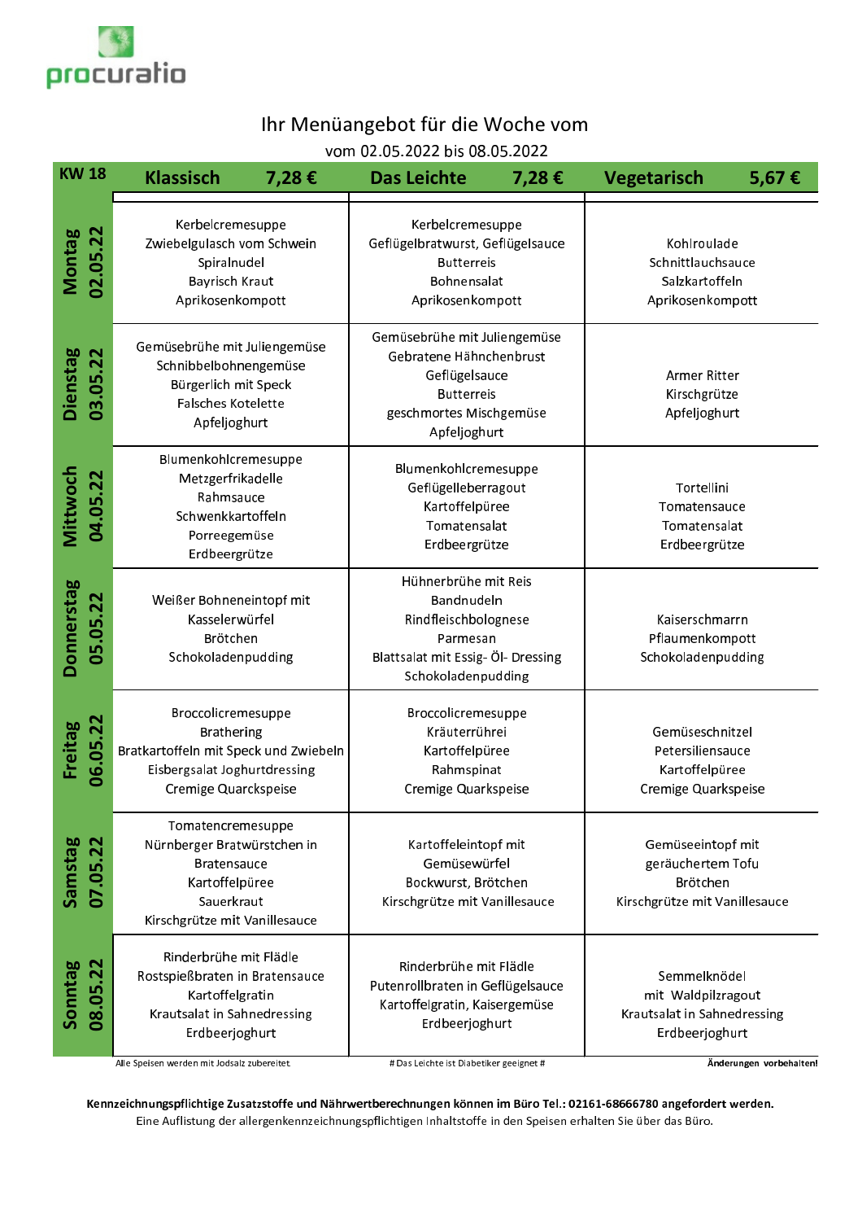procuratio

# Ihr Menüangebot für die Woche vom

vom 02.05.2022 bis 08.05.2022

| KW 18 | Klassisch 7,28 € | Das Leichte 7,28 € | Vegetarisch 5,67 € |
|---|---|---|---|
| Montag 02.05.22 | Kerbelcremesuppe<br>Zwiebelgulasch vom Schwein<br>Spiralnudel<br>Bayrisch Kraut<br>Aprikosenkompott | Kerbelcremesuppe<br>Geflügelbratwurst, Geflügelsauce<br>Butterreis<br>Bohnensalat<br>Aprikosenkompott | Kohlroulade<br>Schnittlauchsauce<br>Salzkartoffeln<br>Aprikosenkompott |
| Dienstag 03.05.22 | Gemüsebrühe mit Juliengemüse<br>Schnibbelbohnengemüse<br>Bürgerlich mit Speck<br>Falsches Kotelette<br>Apfeljoghurt | Gemüsebrühe mit Juliengemüse<br>Gebratene Hähnchenbrust<br>Geflügelsauce<br>Butterreis<br>geschmortes Mischgemüse<br>Apfeljoghurt | Armer Ritter<br>Kirschgrütze<br>Apfeljoghurt |
| Mittwoch 04.05.22 | Blumenkohlcremesuppe<br>Metzgerfrikadelle<br>Rahmsauce<br>Schwenkkartoffeln<br>Porreegemüse<br>Erdbeergrütze | Blumenkohlcremesuppe<br>Geflügelleberragout<br>Kartoffelpüree<br>Tomatensalat<br>Erdbeergrütze | Tortellini<br>Tomatensauce<br>Tomatensalat<br>Erdbeergrütze |
| Donnerstag 05.05.22 | Weißer Bohneneintopf mit<br>Kasselerwürfel<br>Brötchen<br>Schokoladenpudding | Hühnerbrühe mit Reis<br>Bandnudeln<br>Rindfleischbolognese<br>Parmesan<br>Blattsalat mit Essig- Öl- Dressing<br>Schokoladenpudding | Kaiserschmarrn<br>Pflaumenkompott<br>Schokoladenpudding |
| Freitag 06.05.22 | Broccolicremesuppe<br>Brathering<br>Bratkartoffeln mit Speck und Zwiebeln<br>Eisbergsalat Joghurtdressing<br>Cremige Quarckspeise | Broccolicremesuppe<br>Kräuterrührei<br>Kartoffelpüree<br>Rahmspinat<br>Cremige Quarkspeise | Gemüseschnitzel<br>Petersiliensauce<br>Kartoffelpüree<br>Cremige Quarkspeise |
| Samstag 07.05.22 | Tomatencremesuppe<br>Nürnberger Bratwürstchen in<br>Bratensauce<br>Kartoffelpüree<br>Sauerkraut<br>Kirschgrütze mit Vanillesauce | Kartoffeleintopf mit<br>Gemüsewürfel<br>Bockwurst, Brötchen<br>Kirschgrütze mit Vanillesauce | Gemüseeintopf mit<br>geräuchertem Tofu<br>Brötchen<br>Kirschgrütze mit Vanillesauce |
| Sonntag 08.05.22 | Rinderbrühe mit Flädle<br>Rostspießbraten in Bratensauce<br>Kartoffelgratin<br>Krautsalat in Sahnedressing<br>Erdbeerjoghurt | Rinderbrühe mit Flädle<br>Putenrollbraten in Geflügelsauce<br>Kartoffelgratin, Kaisergemüse<br>Erdbeerjoghurt | Semmelknödel<br>mit Waldpilzragout<br>Krautsalat in Sahnedressing<br>Erdbeerjoghurt |

Alle Speisen werden mit Jodsalz zubereitet. # Das Leichte ist Diabetiker geeignet # **Änderungen vorbehalten!**

**Kennzeichnungspflichtige Zusatzstoffe und Nährwertberechnungen können im Büro Tel.: 02161-68666780 angefordert werden.**

Eine Auflistung der allergenkennzeichnungspflichtigen Inhaltstoffe in den Speisen erhalten Sie über das Büro.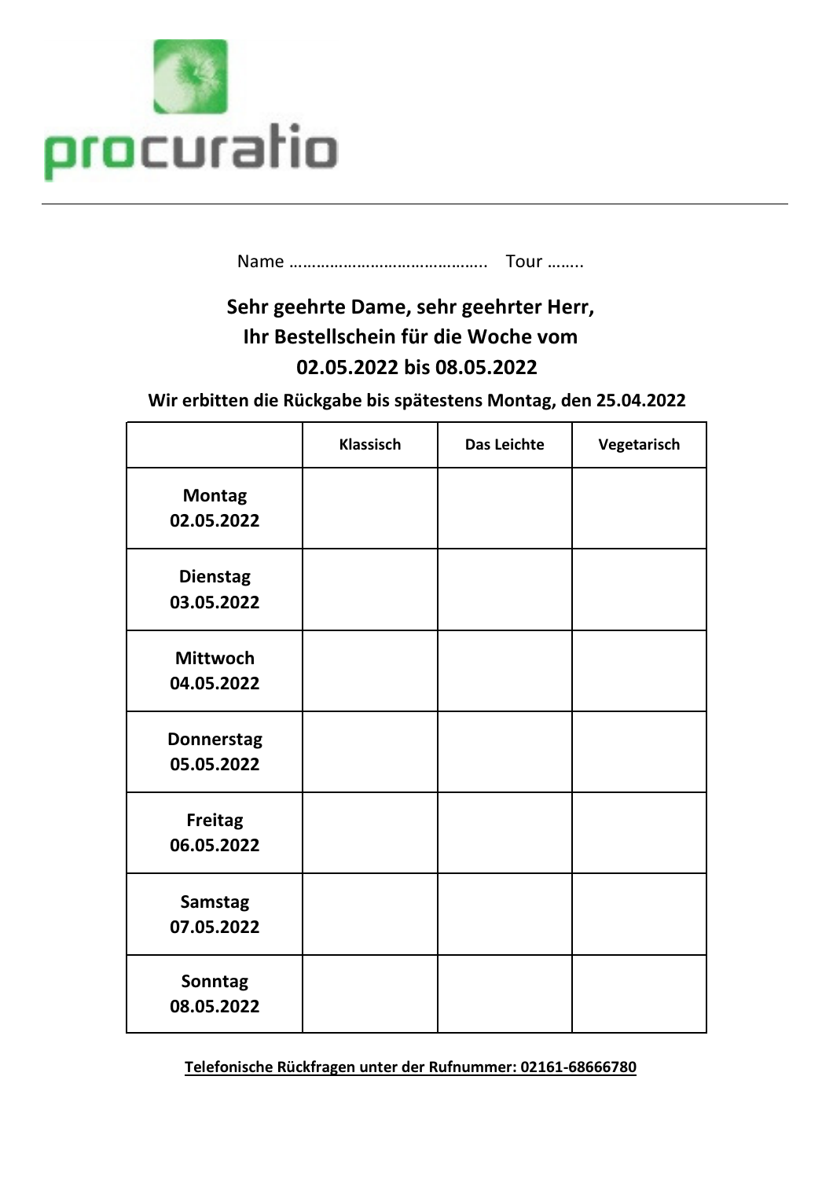procuratio

Name …………………………………….. Tour ……..

**Sehr geehrte Dame, sehr geehrter Herr,**
**Ihr Bestellschein für die Woche vom**
**02.05.2022 bis 08.05.2022**

**Wir erbitten die Rückgabe bis spätestens Montag, den 25.04.2022**

| | Klassisch | Das Leichte | Vegetarisch |
|---|---|---|---|
| **Montag 02.05.2022** | | | |
| **Dienstag 03.05.2022** | | | |
| **Mittwoch 04.05.2022** | | | |
| **Donnerstag 05.05.2022** | | | |
| **Freitag 06.05.2022** | | | |
| **Samstag 07.05.2022** | | | |
| **Sonntag 08.05.2022** | | | |

**Telefonische Rückfragen unter der Rufnummer: 02161-68666780**